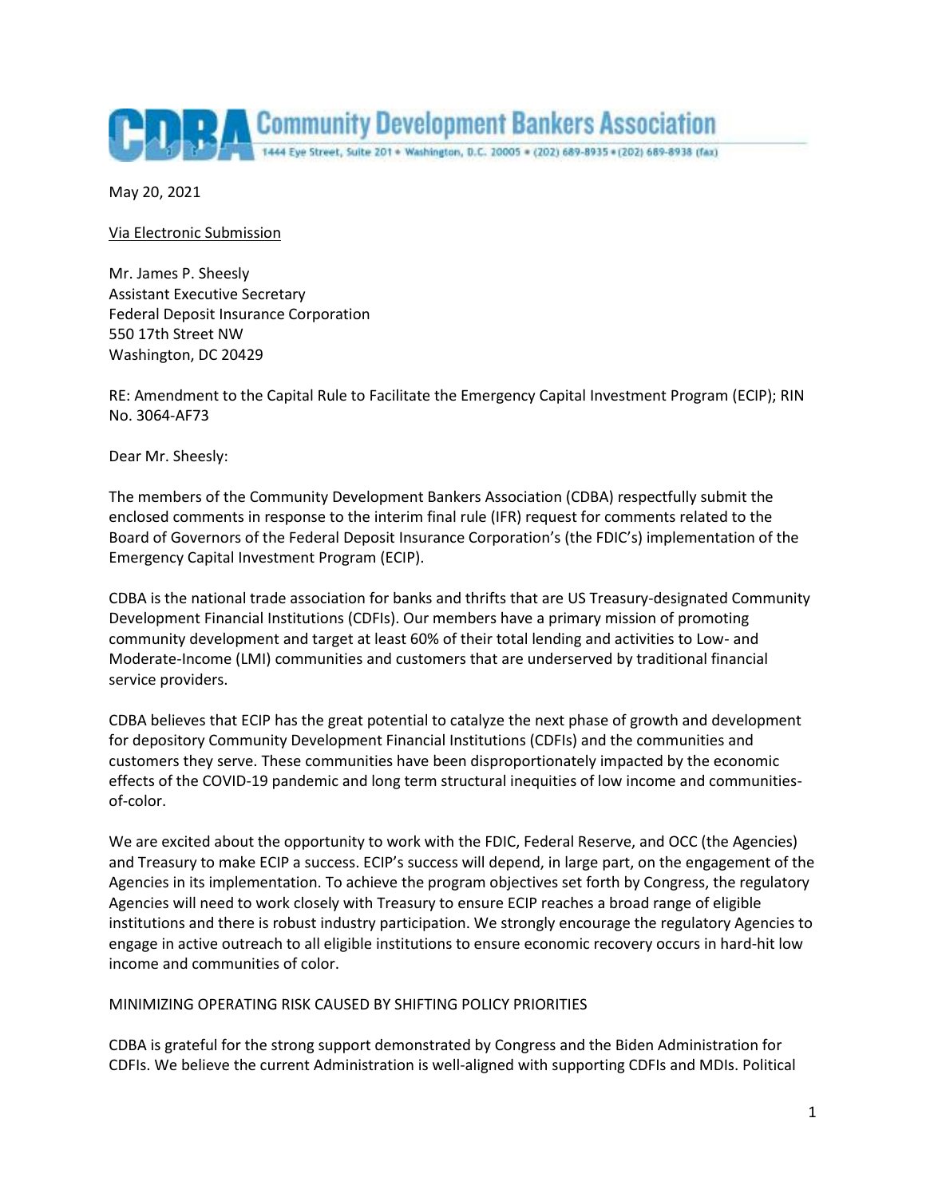**Community Development Bankers Association**
1444 Eye Street, Suite 201 • Washington, D.C. 20005 • (202) 689-8935 • (202) 689-8938 (fax)

May 20, 2021

Via Electronic Submission

Mr. James P. Sheesly
Assistant Executive Secretary
Federal Deposit Insurance Corporation
550 17th Street NW
Washington, DC 20429

RE: Amendment to the Capital Rule to Facilitate the Emergency Capital Investment Program (ECIP); RIN No. 3064-AF73

Dear Mr. Sheesly:

The members of the Community Development Bankers Association (CDBA) respectfully submit the enclosed comments in response to the interim final rule (IFR) request for comments related to the Board of Governors of the Federal Deposit Insurance Corporation's (the FDIC's) implementation of the Emergency Capital Investment Program (ECIP).

CDBA is the national trade association for banks and thrifts that are US Treasury-designated Community Development Financial Institutions (CDFIs). Our members have a primary mission of promoting community development and target at least 60% of their total lending and activities to Low- and Moderate-Income (LMI) communities and customers that are underserved by traditional financial service providers.

CDBA believes that ECIP has the great potential to catalyze the next phase of growth and development for depository Community Development Financial Institutions (CDFIs) and the communities and customers they serve. These communities have been disproportionately impacted by the economic effects of the COVID-19 pandemic and long term structural inequities of low income and communities-of-color.

We are excited about the opportunity to work with the FDIC, Federal Reserve, and OCC (the Agencies) and Treasury to make ECIP a success. ECIP's success will depend, in large part, on the engagement of the Agencies in its implementation. To achieve the program objectives set forth by Congress, the regulatory Agencies will need to work closely with Treasury to ensure ECIP reaches a broad range of eligible institutions and there is robust industry participation. We strongly encourage the regulatory Agencies to engage in active outreach to all eligible institutions to ensure economic recovery occurs in hard-hit low income and communities of color.

MINIMIZING OPERATING RISK CAUSED BY SHIFTING POLICY PRIORITIES

CDBA is grateful for the strong support demonstrated by Congress and the Biden Administration for CDFIs. We believe the current Administration is well-aligned with supporting CDFIs and MDIs. Political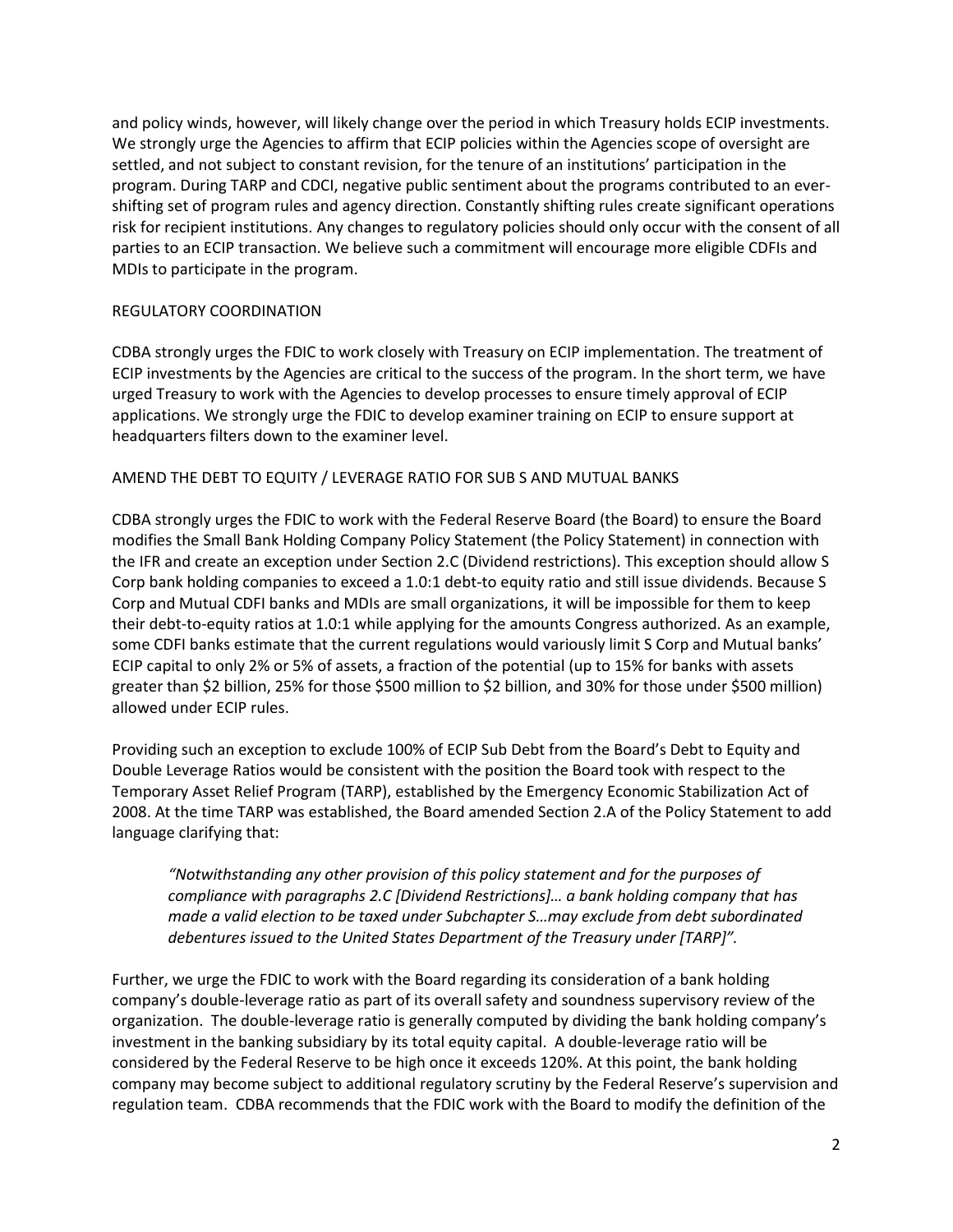and policy winds, however, will likely change over the period in which Treasury holds ECIP investments. We strongly urge the Agencies to affirm that ECIP policies within the Agencies scope of oversight are settled, and not subject to constant revision, for the tenure of an institutions' participation in the program. During TARP and CDCI, negative public sentiment about the programs contributed to an ever-shifting set of program rules and agency direction. Constantly shifting rules create significant operations risk for recipient institutions. Any changes to regulatory policies should only occur with the consent of all parties to an ECIP transaction. We believe such a commitment will encourage more eligible CDFIs and MDIs to participate in the program.

## REGULATORY COORDINATION

CDBA strongly urges the FDIC to work closely with Treasury on ECIP implementation. The treatment of ECIP investments by the Agencies are critical to the success of the program. In the short term, we have urged Treasury to work with the Agencies to develop processes to ensure timely approval of ECIP applications. We strongly urge the FDIC to develop examiner training on ECIP to ensure support at headquarters filters down to the examiner level.

## AMEND THE DEBT TO EQUITY / LEVERAGE RATIO FOR SUB S AND MUTUAL BANKS

CDBA strongly urges the FDIC to work with the Federal Reserve Board (the Board) to ensure the Board modifies the Small Bank Holding Company Policy Statement (the Policy Statement) in connection with the IFR and create an exception under Section 2.C (Dividend restrictions). This exception should allow S Corp bank holding companies to exceed a 1.0:1 debt-to equity ratio and still issue dividends. Because S Corp and Mutual CDFI banks and MDIs are small organizations, it will be impossible for them to keep their debt-to-equity ratios at 1.0:1 while applying for the amounts Congress authorized. As an example, some CDFI banks estimate that the current regulations would variously limit S Corp and Mutual banks' ECIP capital to only 2% or 5% of assets, a fraction of the potential (up to 15% for banks with assets greater than $2 billion, 25% for those $500 million to $2 billion, and 30% for those under $500 million) allowed under ECIP rules.

Providing such an exception to exclude 100% of ECIP Sub Debt from the Board's Debt to Equity and Double Leverage Ratios would be consistent with the position the Board took with respect to the Temporary Asset Relief Program (TARP), established by the Emergency Economic Stabilization Act of 2008. At the time TARP was established, the Board amended Section 2.A of the Policy Statement to add language clarifying that:

> *"Notwithstanding any other provision of this policy statement and for the purposes of compliance with paragraphs 2.C [Dividend Restrictions]… a bank holding company that has made a valid election to be taxed under Subchapter S…may exclude from debt subordinated debentures issued to the United States Department of the Treasury under [TARP]".*

Further, we urge the FDIC to work with the Board regarding its consideration of a bank holding company's double-leverage ratio as part of its overall safety and soundness supervisory review of the organization. The double-leverage ratio is generally computed by dividing the bank holding company's investment in the banking subsidiary by its total equity capital. A double-leverage ratio will be considered by the Federal Reserve to be high once it exceeds 120%. At this point, the bank holding company may become subject to additional regulatory scrutiny by the Federal Reserve's supervision and regulation team. CDBA recommends that the FDIC work with the Board to modify the definition of the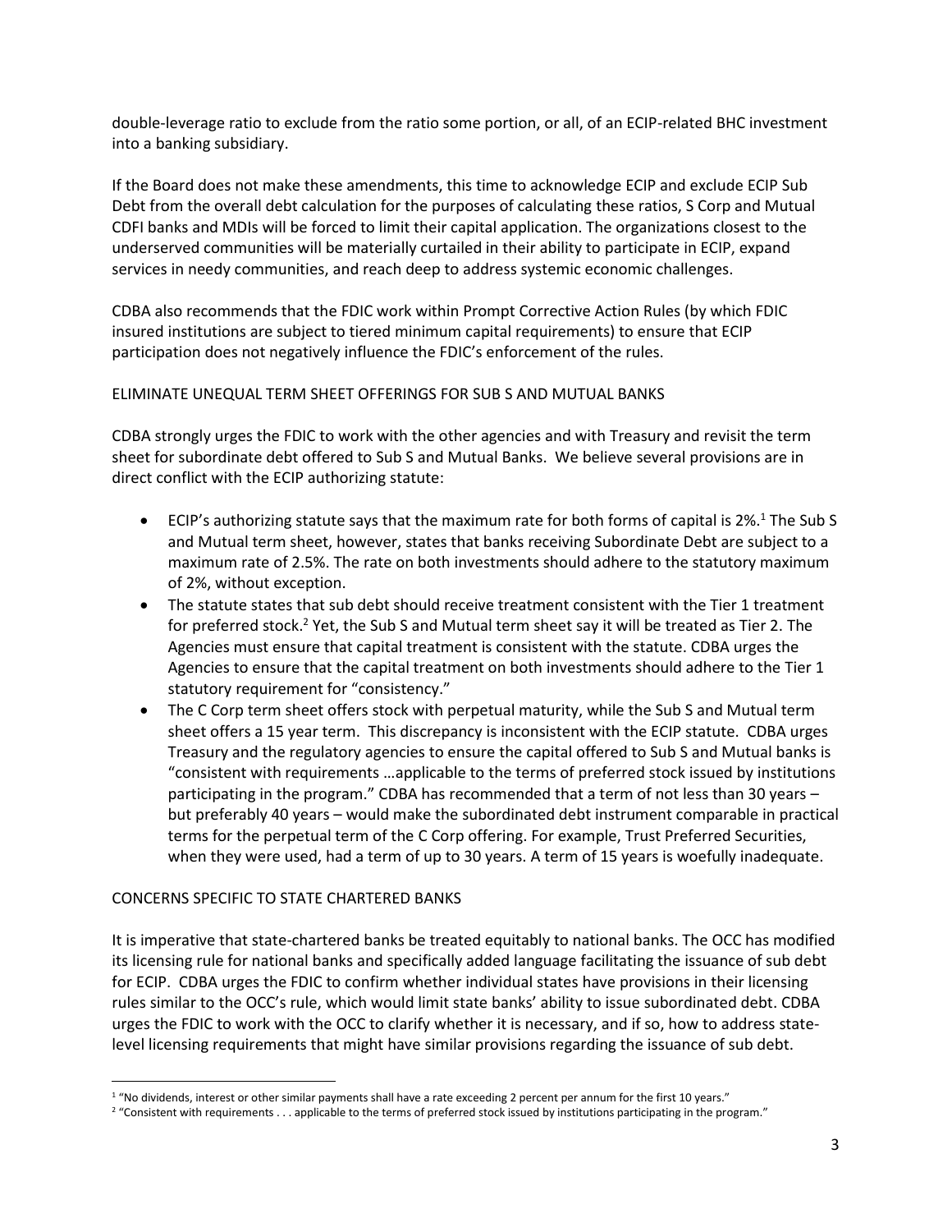double-leverage ratio to exclude from the ratio some portion, or all, of an ECIP-related BHC investment into a banking subsidiary.

If the Board does not make these amendments, this time to acknowledge ECIP and exclude ECIP Sub Debt from the overall debt calculation for the purposes of calculating these ratios, S Corp and Mutual CDFI banks and MDIs will be forced to limit their capital application. The organizations closest to the underserved communities will be materially curtailed in their ability to participate in ECIP, expand services in needy communities, and reach deep to address systemic economic challenges.

CDBA also recommends that the FDIC work within Prompt Corrective Action Rules (by which FDIC insured institutions are subject to tiered minimum capital requirements) to ensure that ECIP participation does not negatively influence the FDIC's enforcement of the rules.

ELIMINATE UNEQUAL TERM SHEET OFFERINGS FOR SUB S AND MUTUAL BANKS

CDBA strongly urges the FDIC to work with the other agencies and with Treasury and revisit the term sheet for subordinate debt offered to Sub S and Mutual Banks. We believe several provisions are in direct conflict with the ECIP authorizing statute:

- ECIP's authorizing statute says that the maximum rate for both forms of capital is 2%.[1] The Sub S and Mutual term sheet, however, states that banks receiving Subordinate Debt are subject to a maximum rate of 2.5%. The rate on both investments should adhere to the statutory maximum of 2%, without exception.
- The statute states that sub debt should receive treatment consistent with the Tier 1 treatment for preferred stock.[2] Yet, the Sub S and Mutual term sheet say it will be treated as Tier 2. The Agencies must ensure that capital treatment is consistent with the statute. CDBA urges the Agencies to ensure that the capital treatment on both investments should adhere to the Tier 1 statutory requirement for "consistency."
- The C Corp term sheet offers stock with perpetual maturity, while the Sub S and Mutual term sheet offers a 15 year term. This discrepancy is inconsistent with the ECIP statute. CDBA urges Treasury and the regulatory agencies to ensure the capital offered to Sub S and Mutual banks is "consistent with requirements …applicable to the terms of preferred stock issued by institutions participating in the program." CDBA has recommended that a term of not less than 30 years – but preferably 40 years – would make the subordinated debt instrument comparable in practical terms for the perpetual term of the C Corp offering. For example, Trust Preferred Securities, when they were used, had a term of up to 30 years. A term of 15 years is woefully inadequate.

CONCERNS SPECIFIC TO STATE CHARTERED BANKS

It is imperative that state-chartered banks be treated equitably to national banks. The OCC has modified its licensing rule for national banks and specifically added language facilitating the issuance of sub debt for ECIP. CDBA urges the FDIC to confirm whether individual states have provisions in their licensing rules similar to the OCC's rule, which would limit state banks' ability to issue subordinated debt. CDBA urges the FDIC to work with the OCC to clarify whether it is necessary, and if so, how to address state-level licensing requirements that might have similar provisions regarding the issuance of sub debt.

[1] "No dividends, interest or other similar payments shall have a rate exceeding 2 percent per annum for the first 10 years."

[2] "Consistent with requirements . . . applicable to the terms of preferred stock issued by institutions participating in the program."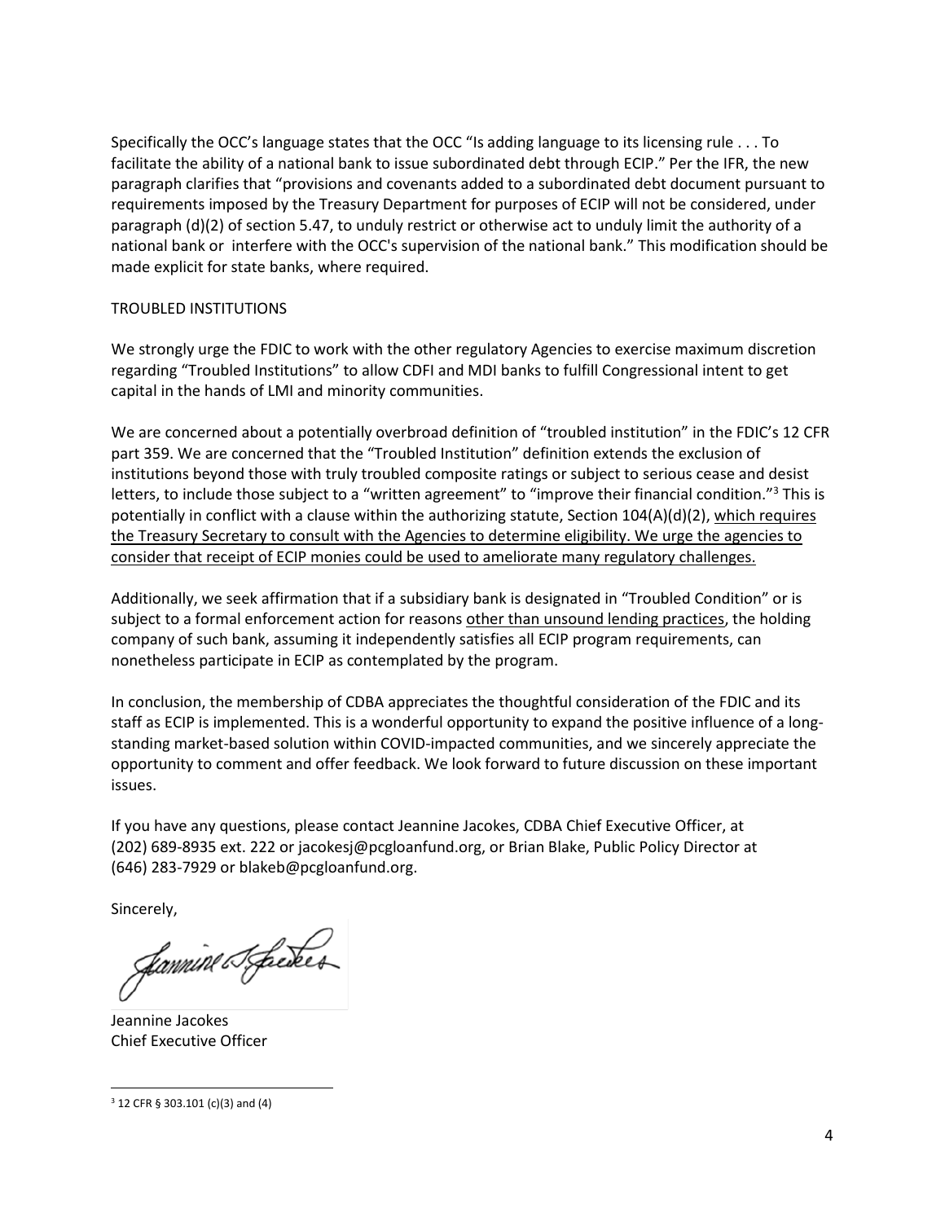Specifically the OCC's language states that the OCC "Is adding language to its licensing rule . . . To facilitate the ability of a national bank to issue subordinated debt through ECIP." Per the IFR, the new paragraph clarifies that "provisions and covenants added to a subordinated debt document pursuant to requirements imposed by the Treasury Department for purposes of ECIP will not be considered, under paragraph (d)(2) of section 5.47, to unduly restrict or otherwise act to unduly limit the authority of a national bank or interfere with the OCC's supervision of the national bank." This modification should be made explicit for state banks, where required.

TROUBLED INSTITUTIONS

We strongly urge the FDIC to work with the other regulatory Agencies to exercise maximum discretion regarding "Troubled Institutions" to allow CDFI and MDI banks to fulfill Congressional intent to get capital in the hands of LMI and minority communities.

We are concerned about a potentially overbroad definition of "troubled institution" in the FDIC's 12 CFR part 359. We are concerned that the "Troubled Institution" definition extends the exclusion of institutions beyond those with truly troubled composite ratings or subject to serious cease and desist letters, to include those subject to a "written agreement" to "improve their financial condition."[3] This is potentially in conflict with a clause within the authorizing statute, Section 104(A)(d)(2), <u>which requires the Treasury Secretary to consult with the Agencies to determine eligibility. We urge the agencies to consider that receipt of ECIP monies could be used to ameliorate many regulatory challenges.</u>

Additionally, we seek affirmation that if a subsidiary bank is designated in "Troubled Condition" or is subject to a formal enforcement action for reasons <u>other than unsound lending practices</u>, the holding company of such bank, assuming it independently satisfies all ECIP program requirements, can nonetheless participate in ECIP as contemplated by the program.

In conclusion, the membership of CDBA appreciates the thoughtful consideration of the FDIC and its staff as ECIP is implemented. This is a wonderful opportunity to expand the positive influence of a long-standing market-based solution within COVID-impacted communities, and we sincerely appreciate the opportunity to comment and offer feedback. We look forward to future discussion on these important issues.

If you have any questions, please contact Jeannine Jacokes, CDBA Chief Executive Officer, at (202) 689-8935 ext. 222 or jacokesj@pcgloanfund.org, or Brian Blake, Public Policy Director at (646) 283-7929 or blakeb@pcgloanfund.org.

Sincerely,

Jeannine Jacokes
Chief Executive Officer

[3] 12 CFR § 303.101 (c)(3) and (4)